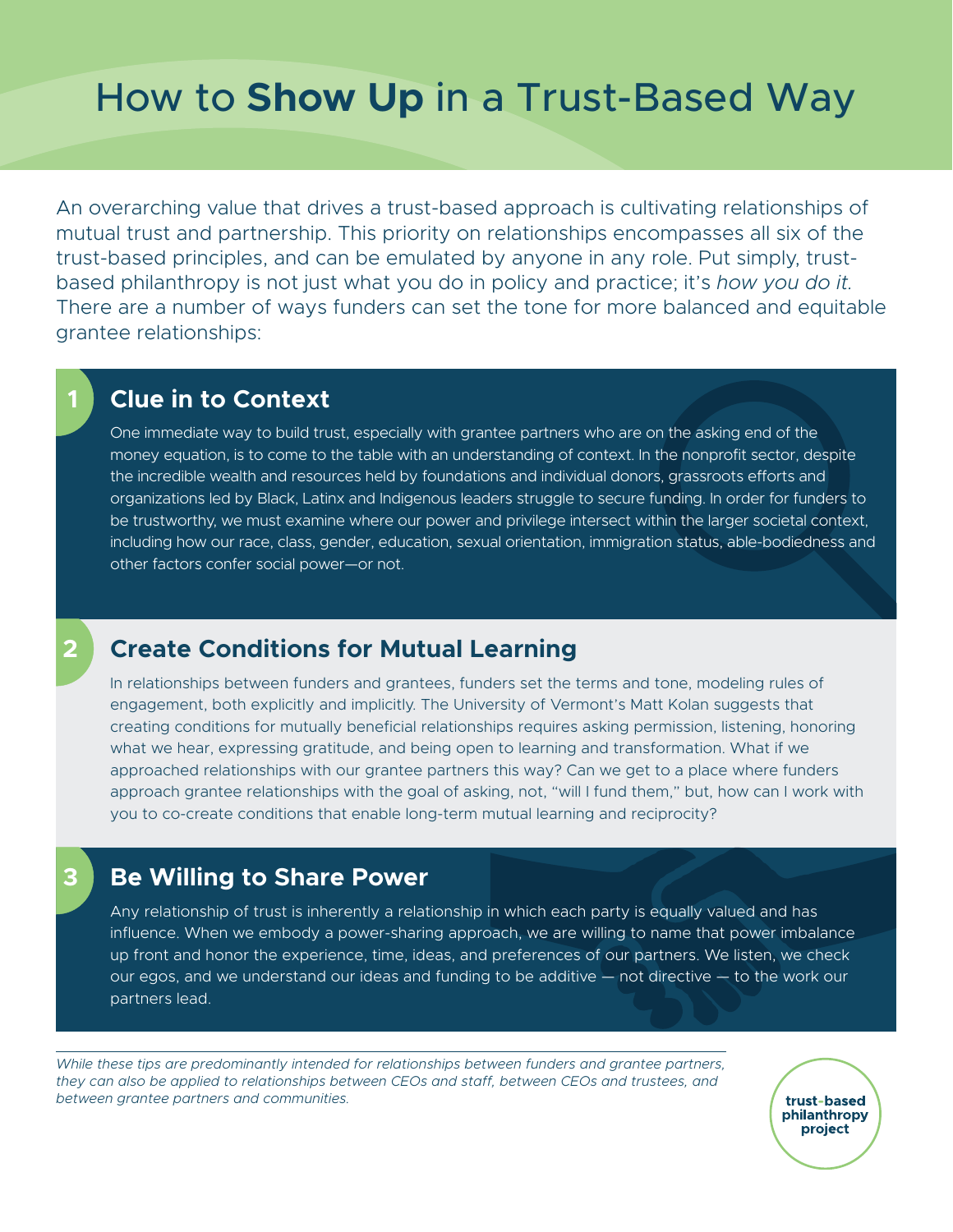# How to **Show Up** in a Trust-Based Way

An overarching value that drives a trust-based approach is cultivating relationships of mutual trust and partnership. This priority on relationships encompasses all six of the trust-based principles, and can be emulated by anyone in any role. Put simply, trust-based philanthropy is not just what you do in policy and practice; it's *how you do it.* There are a number of ways funders can set the tone for more balanced and equitable grantee relationships:

## 1 Clue in to Context

One immediate way to build trust, especially with grantee partners who are on the asking end of the money equation, is to come to the table with an understanding of context. In the nonprofit sector, despite the incredible wealth and resources held by foundations and individual donors, grassroots efforts and organizations led by Black, Latinx and Indigenous leaders struggle to secure funding. In order for funders to be trustworthy, we must examine where our power and privilege intersect within the larger societal context, including how our race, class, gender, education, sexual orientation, immigration status, able-bodiedness and other factors confer social power—or not.

## 2 Create Conditions for Mutual Learning

In relationships between funders and grantees, funders set the terms and tone, modeling rules of engagement, both explicitly and implicitly. The University of Vermont's Matt Kolan suggests that creating conditions for mutually beneficial relationships requires asking permission, listening, honoring what we hear, expressing gratitude, and being open to learning and transformation. What if we approached relationships with our grantee partners this way? Can we get to a place where funders approach grantee relationships with the goal of asking, not, "will I fund them," but, how can I work with you to co-create conditions that enable long-term mutual learning and reciprocity?

## 3 Be Willing to Share Power

Any relationship of trust is inherently a relationship in which each party is equally valued and has influence. When we embody a power-sharing approach, we are willing to name that power imbalance up front and honor the experience, time, ideas, and preferences of our partners. We listen, we check our egos, and we understand our ideas and funding to be additive — not directive — to the work our partners lead.

*While these tips are predominantly intended for relationships between funders and grantee partners, they can also be applied to relationships between CEOs and staff, between CEOs and trustees, and between grantee partners and communities.*

trust-based philanthropy project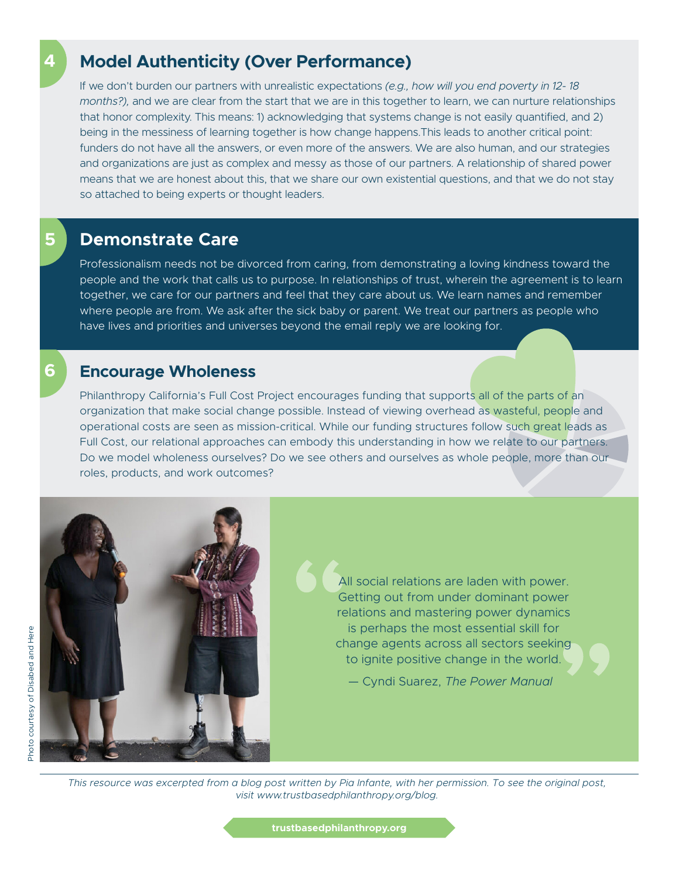## 4 Model Authenticity (Over Performance)

If we don't burden our partners with unrealistic expectations *(e.g., how will you end poverty in 12- 18 months?),* and we are clear from the start that we are in this together to learn, we can nurture relationships that honor complexity. This means: 1) acknowledging that systems change is not easily quantified, and 2) being in the messiness of learning together is how change happens.This leads to another critical point: funders do not have all the answers, or even more of the answers. We are also human, and our strategies and organizations are just as complex and messy as those of our partners. A relationship of shared power means that we are honest about this, that we share our own existential questions, and that we do not stay so attached to being experts or thought leaders.

## 5 Demonstrate Care

Professionalism needs not be divorced from caring, from demonstrating a loving kindness toward the people and the work that calls us to purpose. In relationships of trust, wherein the agreement is to learn together, we care for our partners and feel that they care about us. We learn names and remember where people are from. We ask after the sick baby or parent. We treat our partners as people who have lives and priorities and universes beyond the email reply we are looking for.

## 6 Encourage Wholeness

Philanthropy California's Full Cost Project encourages funding that supports all of the parts of an organization that make social change possible. Instead of viewing overhead as wasteful, people and operational costs are seen as mission-critical. While our funding structures follow such great leads as Full Cost, our relational approaches can embody this understanding in how we relate to our partners. Do we model wholeness ourselves? Do we see others and ourselves as whole people, more than our roles, products, and work outcomes?

Photo courtesy of Disabled and Here

> All social relations are laden with power. Getting out from under dominant power relations and mastering power dynamics is perhaps the most essential skill for change agents across all sectors seeking to ignite positive change in the world.
>
> — Cyndi Suarez, *The Power Manual*

*This resource was excerpted from a blog post written by Pia Infante, with her permission. To see the original post, visit www.trustbasedphilanthropy.org/blog.*

**trustbasedphilanthropy.org**